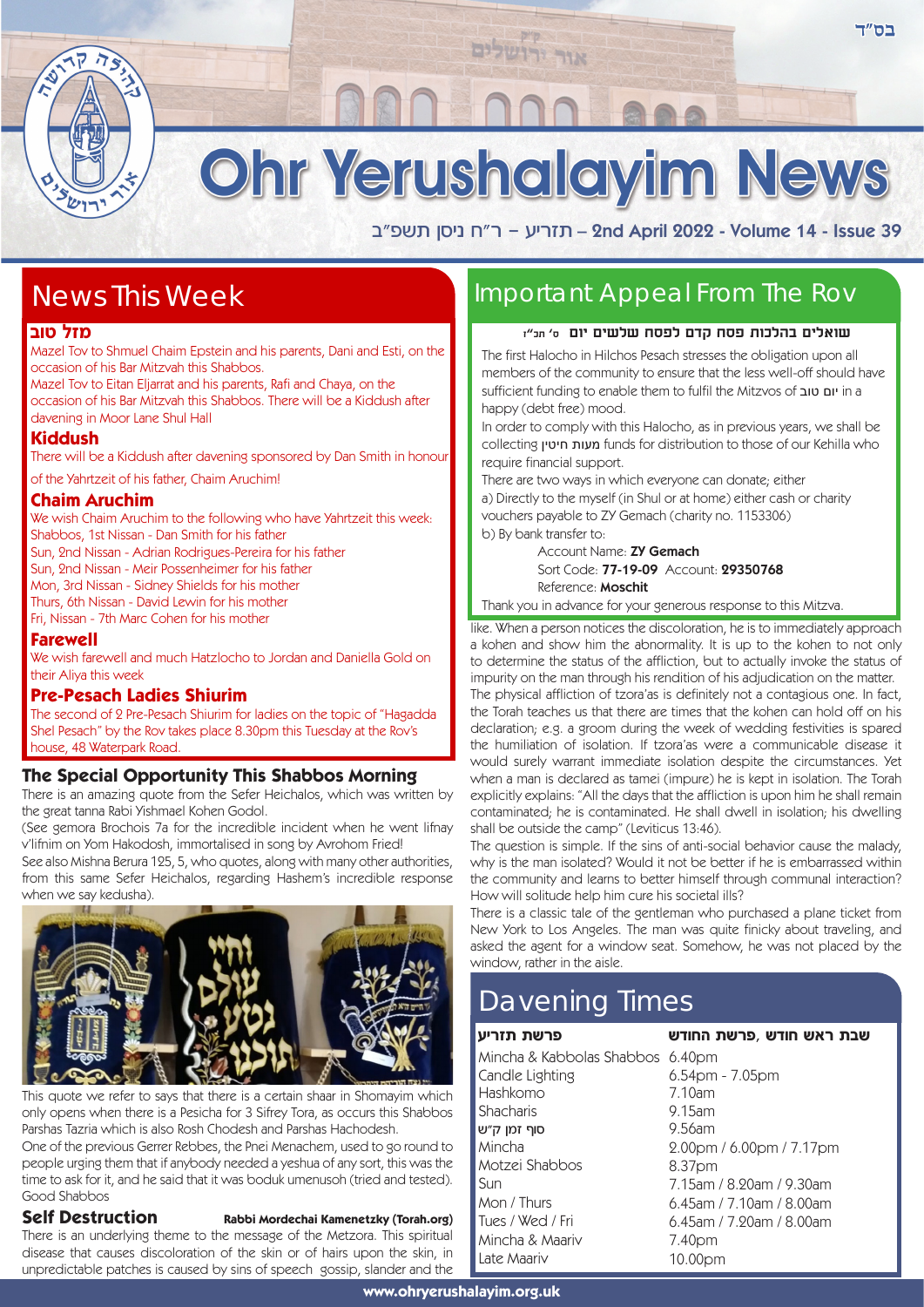בס"ד

# Ohr Yerushalayim News

תזריע – ר"ח ניסן תשפ"ב – 2nd April 2022 - Volume 14 - Issue 39

## News This Week

### מזל טוב

Mazel Tov to Shmuel Chaim Epstein and his parents, Dani and Esti, on the occasion of his Bar Mitzvah this Shabbos.

Mazel Tov to Eitan Eljarrat and his parents, Rafi and Chaya, on the occasion of his Bar Mitzvah this Shabbos. There will be a Kiddush after davening in Moor Lane Shul Hall

### Kiddush

There will be a Kiddush after davening sponsored by Dan Smith in honour of the Yahrtzeit of his father, Chaim Aruchim!

### Chaim Aruchim

We wish Chaim Aruchim to the following who have Yahrtzeit this week:
Shabbos, 1st Nissan - Dan Smith for his father
Sun, 2nd Nissan - Adrian Rodrigues-Pereira for his father
Sun, 2nd Nissan - Meir Possenheimer for his father
Mon, 3rd Nissan - Sidney Shields for his mother
Thurs, 6th Nissan - David Lewin for his mother
Fri, Nissan - 7th Marc Cohen for his mother

### Farewell

We wish farewell and much Hatzlocho to Jordan and Daniella Gold on their Aliya this week

### Pre-Pesach Ladies Shiurim

The second of 2 Pre-Pesach Shiurim for ladies on the topic of "Hagadda Shel Pesach" by the Rov takes place 8.30pm this Tuesday at the Rov's house, 48 Waterpark Road.

## The Special Opportunity This Shabbos Morning

There is an amazing quote from the Sefer Heichalos, which was written by the great tanna Rabi Yishmael Kohen Godol.

(See gemora Brochos 7a for the incredible incident when he went lifnay v'lifnim on Yom Hakodosh, immortalised in song by Avrohom Fried!

See also Mishna Berura 125, 5, who quotes, along with many other authorities, from this same Sefer Heichalos, regarding Hashem's incredible response when we say kedusha).

This quote we refer to says that there is a certain shaar in Shomayim which only opens when there is a Pesicha for 3 Sifrey Tora, as occurs this Shabbos Parshas Tazria which is also Rosh Chodesh and Parshas Hachodesh.

One of the previous Gerrer Rebbes, the Pnei Menachem, used to go round to people urging them that if anybody needed a yeshua of any sort, this was the time to ask for it, and he said that it was boduk umenusoh (tried and tested).

Good Shabbos

## Self Destruction

**Rabbi Mordechai Kamenetzky (Torah.org)**

There is an underlying theme to the message of the Metzora. This spiritual disease that causes discoloration of the skin or of hairs upon the skin, in unpredictable patches is caused by sins of speech gossip, slander and the like. When a person notices the discoloration, he is to immediately approach a kohen and show him the abnormality. It is up to the kohen to not only to determine the status of the affliction, but to actually invoke the status of impurity on the man through his rendition of his adjudication on the matter.

The physical affliction of tzora'as is definitely not a contagious one. In fact, the Torah teaches us that there are times that the kohen can hold off on his declaration; e.g. a groom during the week of wedding festivities is spared the humiliation of isolation. If tzora'as were a communicable disease it would surely warrant immediate isolation despite the circumstances. Yet when a man is declared as tamei (impure) he is kept in isolation. The Torah explicitly explains: "All the days that the affliction is upon him he shall remain contaminated; he is contaminated. He shall dwell in isolation; his dwelling shall be outside the camp" (Leviticus 13:46).

The question is simple. If the sins of anti-social behavior cause the malady, why is the man isolated? Would it not be better if he is embarrassed within the community and learns to better himself through communal interaction? How will solitude help him cure his societal ills?

There is a classic tale of the gentleman who purchased a plane ticket from New York to Los Angeles. The man was quite finicky about traveling, and asked the agent for a window seat. Somehow, he was not placed by the window, rather in the aisle.

## Important Appeal From The Rov

**שואלים בהלכות פסח קדם לפסח שלשים יום ס' תכ"ז**

The first Halocho in Hilchos Pesach stresses the obligation upon all members of the community to ensure that the less well-off should have sufficient funding to enable them to fulfil the Mitzvos of יום טוב in a happy (debt free) mood.

In order to comply with this Halocho, as in previous years, we shall be collecting מעות חיטין funds for distribution to those of our Kehilla who require financial support.

There are two ways in which everyone can donate; either

a) Directly to the myself (in Shul or at home) either cash or charity vouchers payable to ZY Gemach (charity no. 1153306)

b) By bank transfer to:

Account Name: **ZY Gemach**
Sort Code: **77-19-09** Account: **29350768**
Reference: **Moschit**

Thank you in advance for your generous response to this Mitzva.

## Davening Times

| פרשת תזריע | שבת ראש חודש, פרשת החודש |
|---|---|
| Mincha & Kabbolas Shabbos | 6.40pm |
| Candle Lighting | 6.54pm - 7.05pm |
| Hashkomo | 7.10am |
| Shacharis | 9.15am |
| סוף זמן ק"ש | 9.56am |
| Mincha | 2.00pm / 6.00pm / 7.17pm |
| Motzei Shabbos | 8.37pm |
| Sun | 7.15am / 8.20am / 9.30am |
| Mon / Thurs | 6.45am / 7.10am / 8.00am |
| Tues / Wed / Fri | 6.45am / 7.20am / 8.00am |
| Mincha & Maariv | 7.40pm |
| Late Maariv | 10.00pm |

www.ohryerushalayim.org.uk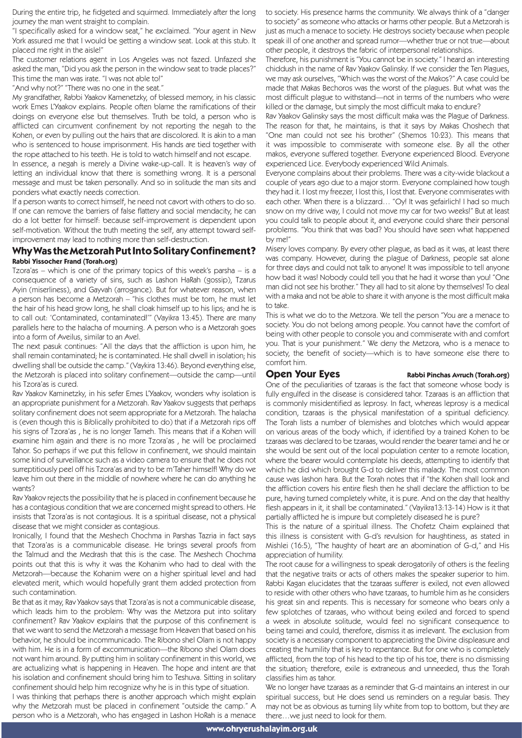During the entire trip, he fidgeted and squirmed. Immediately after the long journey the man went straight to complain.

"I specifically asked for a window seat," he exclaimed. "Your agent in New York assured me that I would be getting a window seat. Look at this stub. It placed me right in the aisle!"

The customer relations agent in Los Angeles was not fazed. Unfazed she asked the man, "Did you ask the person in the window seat to trade places?" This time the man was irate. "I was not able to!"

"And why not?" "There was no one in the seat."

My grandfather, Rabbi Yaakov Kamenetzky, of blessed memory, in his classic work Emes L'Yaakov explains. People often blame the ramifications of their doings on everyone else but themselves. Truth be told, a person who is afflicted can circumvent confinement by not reporting the negah to the Kohen, or even by pulling out the hairs that are discolored. It is akin to a man who is sentenced to house imprisonment. His hands are tied together with the rope attached to his teeth. He is told to watch himself and not escape.

In essence, a negah is merely a Divine wake-up-call. It is heaven's way of letting an individual know that there is something wrong. It is a personal message and must be taken personally. And so in solitude the man sits and ponders what exactly needs correction.

If a person wants to correct himself, he need not cavort with others to do so. If one can remove the barriers of false flattery and social mendacity, he can do a lot better for himself: because self-improvement is dependent upon self-motivation. Without the truth meeting the self, any attempt toward self-improvement may lead to nothing more than self-destruction.

## Why Was the Metzorah Put Into Solitary Confinement?

**Rabbi Yissocher Frand (Torah.org)**

Tzora'as – which is one of the primary topics of this week's parsha – is a consequence of a variety of sins, such as Lashon HaRah (gossip), Tzarus Ayin (miserliness), and Gayvah (arrogance). But for whatever reason, when a person has become a Metzorah – "his clothes must be torn, he must let the hair of his head grow long, he shall cloak himself up to his lips; and he is to call out: 'Contaminated, contaminated!'" (Vayikra 13:45). There are many parallels here to the halacha of mourning. A person who is a Metzorah goes into a form of Aveilus, similar to an Avel.

The next pasuk continues: "All the days that the affliction is upon him, he shall remain contaminated; he is contaminated. He shall dwell in isolation; his dwelling shall be outside the camp." (Vaykira 13:46). Beyond everything else, the Metzorah is placed into solitary confinement—outside the camp—until his Tzora'as is cured.

Rav Yaakov Kaminetzky, in his sefer Emes L'Yaakov, wonders why isolation is an appropriate punishment for a Metzorah. Rav Yaakov suggests that perhaps solitary confinement does not seem appropriate for a Metzorah. The halacha is (even though this is Biblically prohibited to do) that if a Metzorah rips off his signs of Tzora'as , he is no longer Tameh. This means that if a Kohen will examine him again and there is no more Tzora'as , he will be proclaimed Tahor. So perhaps if we put this fellow in confinement, we should maintain some kind of surveillance such as a video camera to ensure that he does not surreptitiously peel off his Tzora'as and try to be m'Taher himself! Why do we leave him out there in the middle of nowhere where he can do anything he wants?

Rav Yaakov rejects the possibility that he is placed in confinement because he has a contagious condition that we are concerned might spread to others. He insists that Tzora'as is not contagious. It is a spiritual disease, not a physical disease that we might consider as contagious.

Ironically, I found that the Meshech Chochma in Parshas Tazria in fact says that Tzora'as is a communicable disease. He brings several proofs from the Talmud and the Medrash that this is the case. The Meshech Chochma points out that this is why it was the Kohanim who had to deal with the Metzorah—because the Kohanim were on a higher spiritual level and had elevated merit, which would hopefully grant them added protection from such contamination.

Be that as it may, Rav Yaakov says that Tzora'as is not a communicable disease, which leads him to the problem: Why was the Metzora put into solitary confinement? Rav Yaakov explains that the purpose of this confinement is that we want to send the Metzorah a message from Heaven that based on his behavior, he should be incommunicado. The Ribono shel Olam is not happy with him. He is in a form of excommunication—the Ribono shel Olam does not want him around. By putting him in solitary confinement in this world, we are actualizing what is happening in Heaven. The hope and intent are that his isolation and confinement should bring him to Teshuva. Sitting in solitary confinement should help him recognize why he is in this type of situation.

I was thinking that perhaps there is another approach which might explain why the Metzorah must be placed in confinement "outside the camp." A person who is a Metzorah, who has engaged in Lashon HoRah is a menace to society. His presence harms the community. We always think of a "danger to society" as someone who attacks or harms other people. But a Metzorah is just as much a menace to society. He destroys society because when people speak ill of one another and spread rumor—whether true or not true—about other people, it destroys the fabric of interpersonal relationships.

Therefore, his punishment is "You cannot be in society." I heard an interesting chiddush in the name of Rav Yaakov Galinsky. If we consider the Ten Plagues, we may ask ourselves, "Which was the worst of the Makos?" A case could be made that Makas Bechoros was the worst of the plagues. But what was the most difficult plague to withstand—not in terms of the numbers who were killed or the damage, but simply the most difficult maka to endure?

Rav Yaakov Galinsky says the most difficult maka was the Plague of Darkness. The reason for that, he maintains, is that it says by Makas Choshech that "One man could not see his brother" (Shemos 10:23). This means that it was impossible to commiserate with someone else. By all the other makos, everyone suffered together. Everyone experienced Blood. Everyone experienced Lice. Everybody experienced Wild Animals.

Everyone complains about their problems. There was a city-wide blackout a couple of years ago due to a major storm. Everyone complained how tough they had it. I lost my freezer, I lost this, I lost that. Everyone commiserates with each other. When there is a blizzard… "Oy! It was gefairlich! I had so much snow on my drive way, I could not move my car for two weeks!" But at least you could talk to people about it, and everyone could share their personal problems. "You think that was bad? You should have seen what happened by me!"

Misery loves company. By every other plague, as bad as it was, at least there was company. However, during the plague of Darkness, people sat alone for three days and could not talk to anyone! It was impossible to tell anyone how bad it was! Nobody could tell you that he had it worse than you! "One man did not see his brother." They all had to sit alone by themselves! To deal with a maka and not be able to share it with anyone is the most difficult maka to take.

This is what we do to the Metzora. We tell the person "You are a menace to society. You do not belong among people. You cannot have the comfort of being with other people to console you and commiserate with and comfort you. That is your punishment." We deny the Metzora, who is a menace to society, the benefit of society—which is to have someone else there to comfort him.

## Open Your Eyes

**Rabbi Pinchas Avruch (Torah.org)**

One of the peculiarities of tzaraas is the fact that someone whose body is fully engulfed in the disease is considered tahor. Tzaraas is an affliction that is commonly misidentified as leprosy. In fact, whereas leprosy is a medical condition, tzaraas is the physical manifestation of a spiritual deficiency. The Torah lists a number of blemishes and blotches which would appear on various areas of the body which, if identified by a trained Kohen to be tzaraas was declared to be tzaraas, would render the bearer tamei and he or she would be sent out of the local population center to a remote location, where the bearer would contemplate his deeds, attempting to identify that which he did which brought G-d to deliver this malady. The most common cause was lashon hara. But the Torah notes that if "the Kohen shall look and the affliction covers his entire flesh then he shall declare the affliction to be pure, having turned completely white, it is pure. And on the day that healthy flesh appears in it, it shall be contaminated." (Vayikra13:13-14) How is it that partially afflicted he is impure but completely diseased he is pure?

This is the nature of a spiritual illness. The Chofetz Chaim explained that this illness is consistent with G-d's revulsion for haughtiness, as stated in Mishlei (16:5), "The haughty of heart are an abomination of G-d," and His appreciation of humility.

The root cause for a willingness to speak derogatorily of others is the feeling that the negative traits or acts of others makes the speaker superior to him. Rabbi Kagan elucidates that the tzaraas sufferer is exiled, not even allowed to reside with other others who have tzaraas, to humble him as he considers his great sin and repents. This is necessary for someone who bears only a few splotches of tzaraas, who without being exiled and forced to spend a week in absolute solitude, would feel no significant consequence to being tamei and could, therefore, dismiss it as irrelevant. The exclusion from society is a necessary component to appreciating the Divine displeasure and creating the humility that is key to repentance. But for one who is completely afflicted, from the top of his head to the tip of his toe, there is no dismissing the situation; therefore, exile is extraneous and unneeded, thus the Torah classifies him as tahor.

We no longer have tzaraas as a reminder that G-d maintains an interest in our spiritual success, but He does send us reminders on a regular basis. They may not be as obvious as turning lily white from top to bottom, but they are there…we just need to look for them.